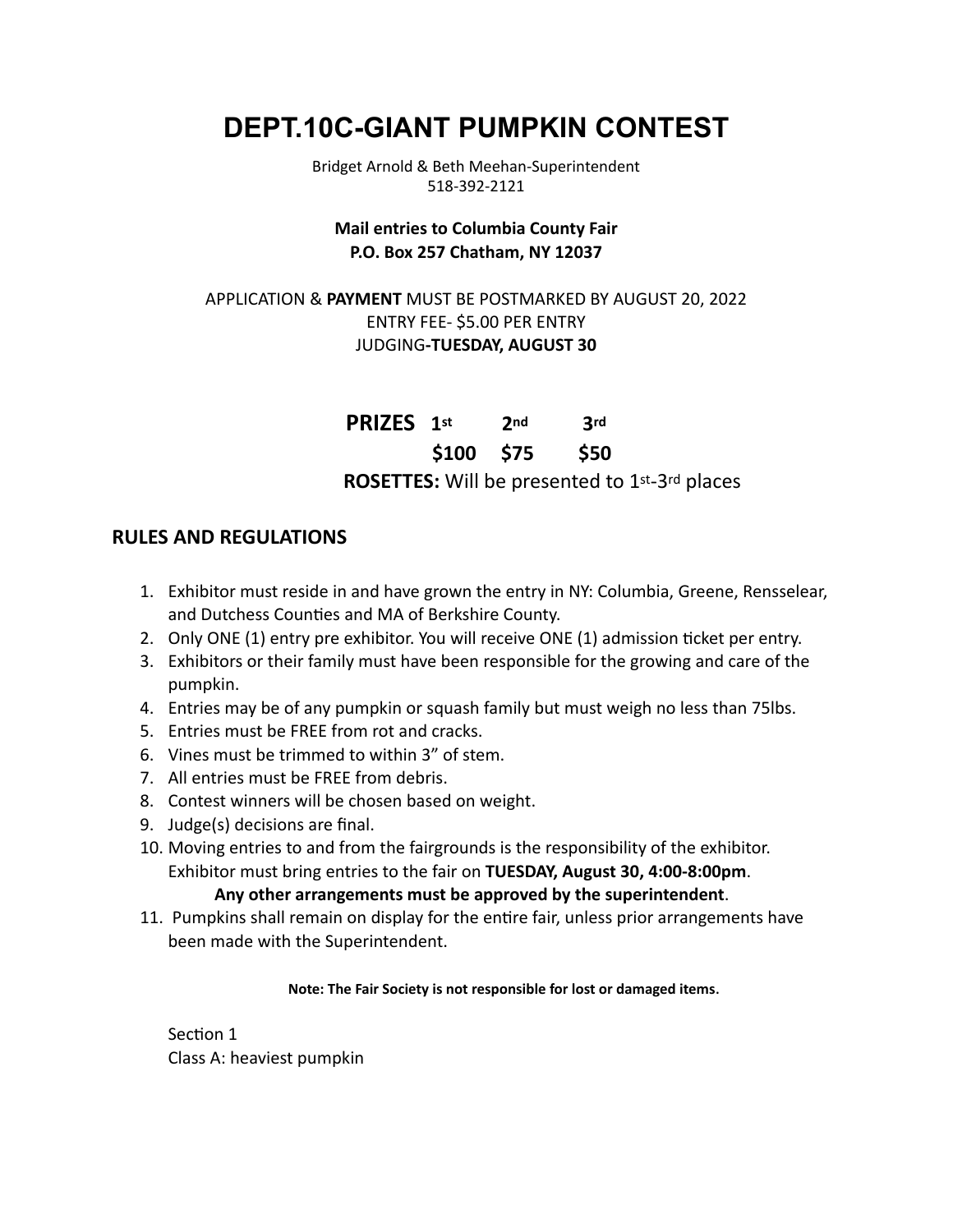# DEPT.10C-GIANT PUMPKIN CONTEST

Bridget Arnold & Beth Meehan-Superintendent
518-392-2121

**Mail entries to Columbia County Fair**
**P.O. Box 257 Chatham, NY 12037**

APPLICATION & **PAYMENT** MUST BE POSTMARKED BY AUGUST 20, 2022
ENTRY FEE- $5.00 PER ENTRY
JUDGING-**TUESDAY, AUGUST 30**

| **PRIZES** | **1st** | **2nd** | **3rd** |
|---|---|---|---|
| | **$100** | **$75** | **$50** |

**ROSETTES:** Will be presented to 1st-3rd places

## RULES AND REGULATIONS

1. Exhibitor must reside in and have grown the entry in NY: Columbia, Greene, Rensselear, and Dutchess Counties and MA of Berkshire County.
2. Only ONE (1) entry pre exhibitor. You will receive ONE (1) admission ticket per entry.
3. Exhibitors or their family must have been responsible for the growing and care of the pumpkin.
4. Entries may be of any pumpkin or squash family but must weigh no less than 75lbs.
5. Entries must be FREE from rot and cracks.
6. Vines must be trimmed to within 3" of stem.
7. All entries must be FREE from debris.
8. Contest winners will be chosen based on weight.
9. Judge(s) decisions are final.
10. Moving entries to and from the fairgrounds is the responsibility of the exhibitor. Exhibitor must bring entries to the fair on **TUESDAY, August 30, 4:00-8:00pm**.
    **Any other arrangements must be approved by the superintendent**.
11. Pumpkins shall remain on display for the entire fair, unless prior arrangements have been made with the Superintendent.

**Note: The Fair Society is not responsible for lost or damaged items.**

Section 1
Class A: heaviest pumpkin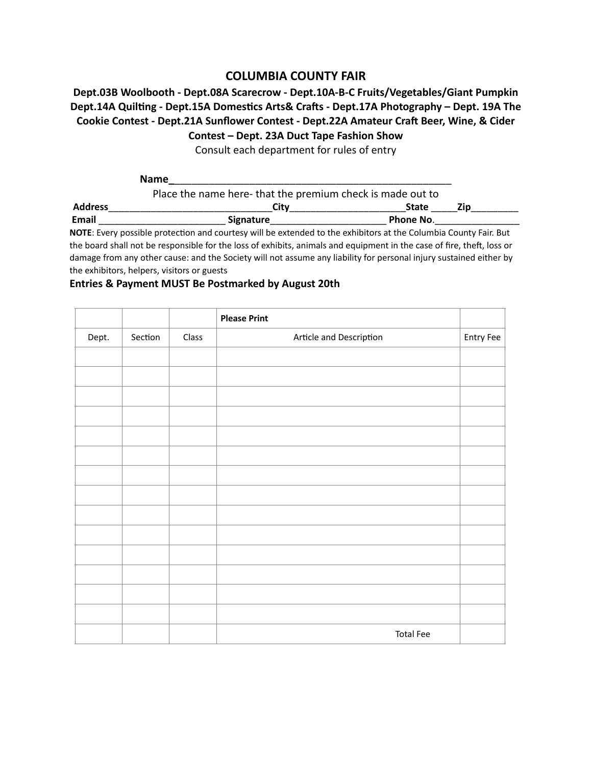# COLUMBIA COUNTY FAIR

**Dept.03B Woolbooth - Dept.08A Scarecrow - Dept.10A-B-C Fruits/Vegetables/Giant Pumpkin Dept.14A Quilting - Dept.15A Domestics Arts& Crafts - Dept.17A Photography – Dept. 19A The Cookie Contest - Dept.21A Sunflower Contest - Dept.22A Amateur Craft Beer, Wine, & Cider Contest – Dept. 23A Duct Tape Fashion Show**

Consult each department for rules of entry

**Name**___________________________________________________

Place the name here- that the premium check is made out to

**Address**______________________________**City**_____________________**State** _____**Zip**_________

**Email** ________________________ **Signature**_____________________ **Phone No**.________________

**NOTE**: Every possible protection and courtesy will be extended to the exhibitors at the Columbia County Fair. But the board shall not be responsible for the loss of exhibits, animals and equipment in the case of fire, theft, loss or damage from any other cause: and the Society will not assume any liability for personal injury sustained either by the exhibitors, helpers, visitors or guests

**Entries & Payment MUST Be Postmarked by August 20th**

| | | | **Please Print** | |
|---|---|---|---|---|
| Dept. | Section | Class | Article and Description | Entry Fee |
| | | | | |
| | | | | |
| | | | | |
| | | | | |
| | | | | |
| | | | | |
| | | | | |
| | | | | |
| | | | | |
| | | | | |
| | | | | |
| | | | | |
| | | | | |
| | | | | |
| | | | Total Fee | |